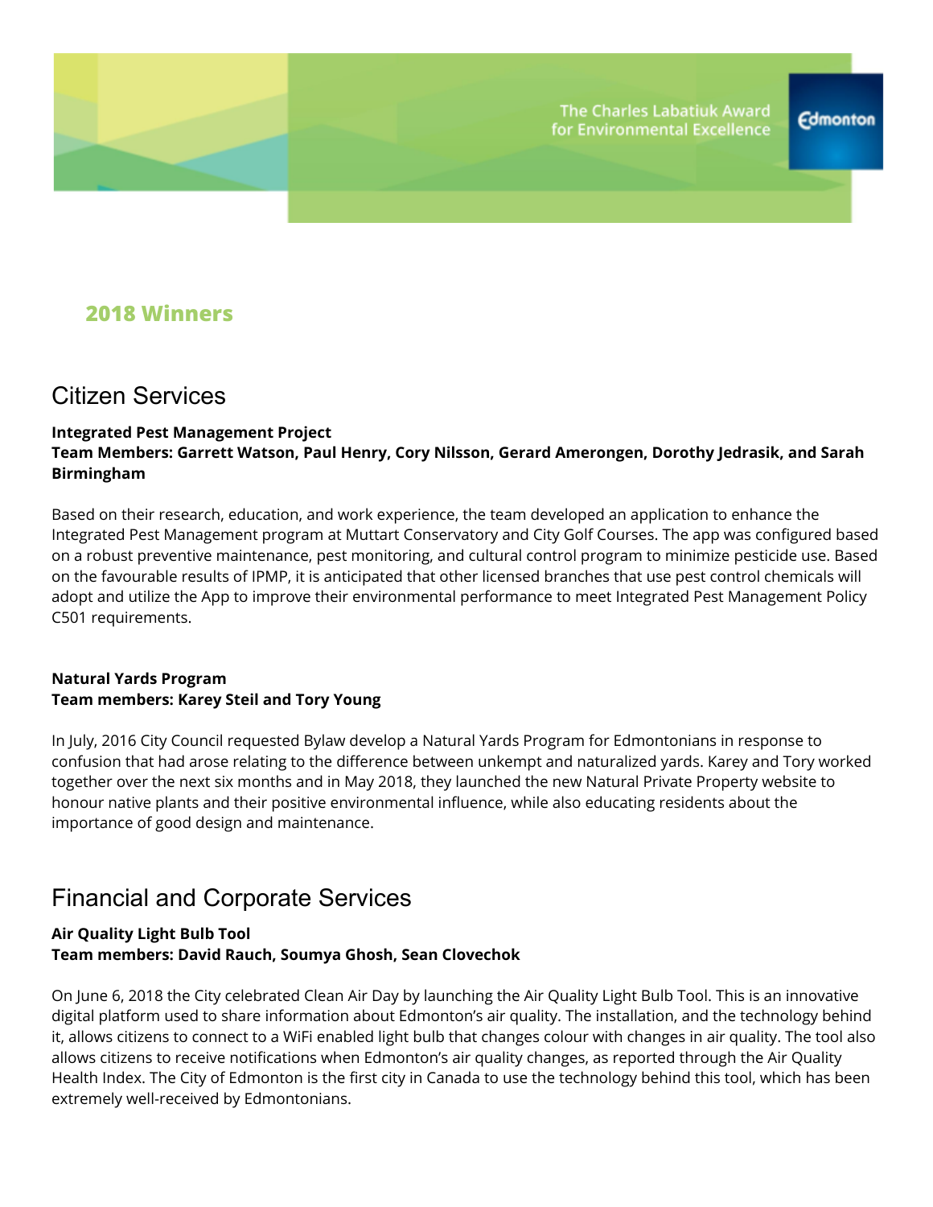The Charles Labatiuk Award for Environmental Excellence

Edmonton

## 2018 Winners

# Citizen Services

**Integrated Pest Management Project**
**Team Members: Garrett Watson, Paul Henry, Cory Nilsson, Gerard Amerongen, Dorothy Jedrasik, and Sarah Birmingham**

Based on their research, education, and work experience, the team developed an application to enhance the Integrated Pest Management program at Muttart Conservatory and City Golf Courses. The app was configured based on a robust preventive maintenance, pest monitoring, and cultural control program to minimize pesticide use. Based on the favourable results of IPMP, it is anticipated that other licensed branches that use pest control chemicals will adopt and utilize the App to improve their environmental performance to meet Integrated Pest Management Policy C501 requirements.

**Natural Yards Program**
**Team members: Karey Steil and Tory Young**

In July, 2016 City Council requested Bylaw develop a Natural Yards Program for Edmontonians in response to confusion that had arose relating to the difference between unkempt and naturalized yards. Karey and Tory worked together over the next six months and in May 2018, they launched the new Natural Private Property website to honour native plants and their positive environmental influence, while also educating residents about the importance of good design and maintenance.

# Financial and Corporate Services

**Air Quality Light Bulb Tool**
**Team members: David Rauch, Soumya Ghosh, Sean Clovechok**

On June 6, 2018 the City celebrated Clean Air Day by launching the Air Quality Light Bulb Tool. This is an innovative digital platform used to share information about Edmonton's air quality. The installation, and the technology behind it, allows citizens to connect to a WiFi enabled light bulb that changes colour with changes in air quality. The tool also allows citizens to receive notifications when Edmonton's air quality changes, as reported through the Air Quality Health Index. The City of Edmonton is the first city in Canada to use the technology behind this tool, which has been extremely well-received by Edmontonians.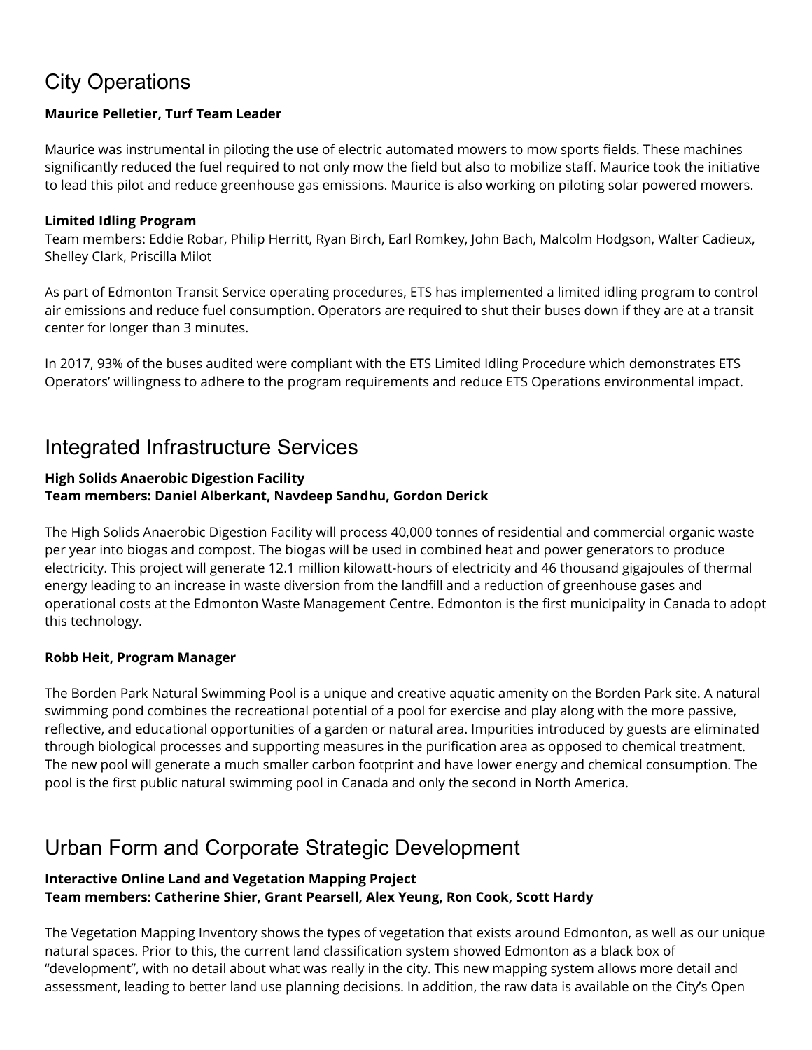## City Operations

**Maurice Pelletier, Turf Team Leader**

Maurice was instrumental in piloting the use of electric automated mowers to mow sports fields. These machines significantly reduced the fuel required to not only mow the field but also to mobilize staff. Maurice took the initiative to lead this pilot and reduce greenhouse gas emissions. Maurice is also working on piloting solar powered mowers.

**Limited Idling Program**
Team members: Eddie Robar, Philip Herritt, Ryan Birch, Earl Romkey, John Bach, Malcolm Hodgson, Walter Cadieux, Shelley Clark, Priscilla Milot

As part of Edmonton Transit Service operating procedures, ETS has implemented a limited idling program to control air emissions and reduce fuel consumption. Operators are required to shut their buses down if they are at a transit center for longer than 3 minutes.

In 2017, 93% of the buses audited were compliant with the ETS Limited Idling Procedure which demonstrates ETS Operators' willingness to adhere to the program requirements and reduce ETS Operations environmental impact.

## Integrated Infrastructure Services

**High Solids Anaerobic Digestion Facility**
**Team members: Daniel Alberkant, Navdeep Sandhu, Gordon Derick**

The High Solids Anaerobic Digestion Facility will process 40,000 tonnes of residential and commercial organic waste per year into biogas and compost. The biogas will be used in combined heat and power generators to produce electricity. This project will generate 12.1 million kilowatt-hours of electricity and 46 thousand gigajoules of thermal energy leading to an increase in waste diversion from the landfill and a reduction of greenhouse gases and operational costs at the Edmonton Waste Management Centre. Edmonton is the first municipality in Canada to adopt this technology.

**Robb Heit, Program Manager**

The Borden Park Natural Swimming Pool is a unique and creative aquatic amenity on the Borden Park site. A natural swimming pond combines the recreational potential of a pool for exercise and play along with the more passive, reflective, and educational opportunities of a garden or natural area. Impurities introduced by guests are eliminated through biological processes and supporting measures in the purification area as opposed to chemical treatment. The new pool will generate a much smaller carbon footprint and have lower energy and chemical consumption. The pool is the first public natural swimming pool in Canada and only the second in North America.

## Urban Form and Corporate Strategic Development

**Interactive Online Land and Vegetation Mapping Project**
**Team members: Catherine Shier, Grant Pearsell, Alex Yeung, Ron Cook, Scott Hardy**

The Vegetation Mapping Inventory shows the types of vegetation that exists around Edmonton, as well as our unique natural spaces. Prior to this, the current land classification system showed Edmonton as a black box of "development", with no detail about what was really in the city. This new mapping system allows more detail and assessment, leading to better land use planning decisions. In addition, the raw data is available on the City's Open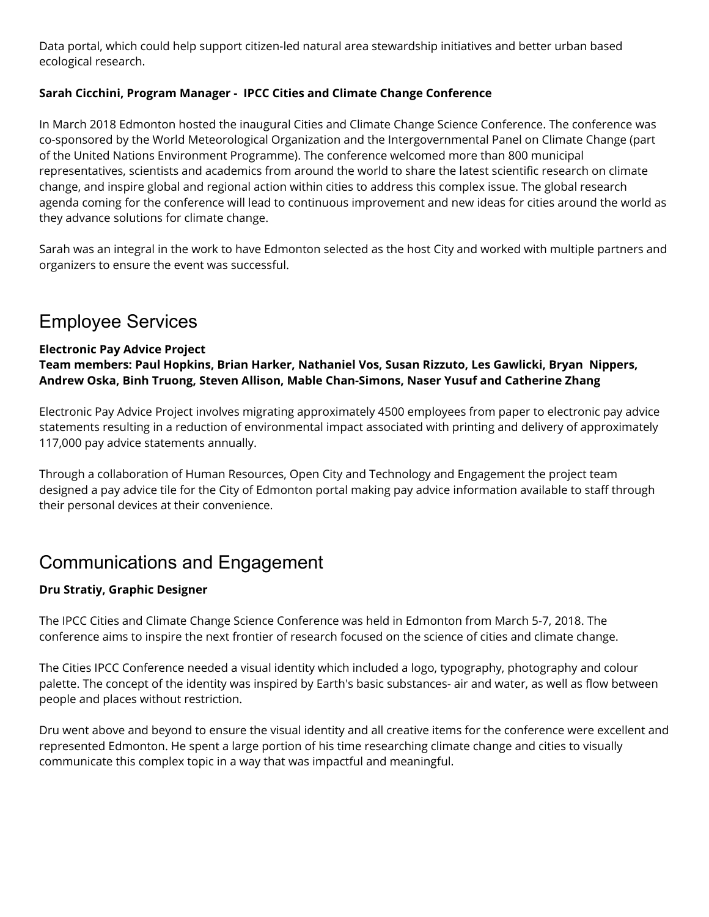Data portal, which could help support citizen-led natural area stewardship initiatives and better urban based ecological research.

**Sarah Cicchini, Program Manager - IPCC Cities and Climate Change Conference**

In March 2018 Edmonton hosted the inaugural Cities and Climate Change Science Conference. The conference was co-sponsored by the World Meteorological Organization and the Intergovernmental Panel on Climate Change (part of the United Nations Environment Programme). The conference welcomed more than 800 municipal representatives, scientists and academics from around the world to share the latest scientific research on climate change, and inspire global and regional action within cities to address this complex issue. The global research agenda coming for the conference will lead to continuous improvement and new ideas for cities around the world as they advance solutions for climate change.

Sarah was an integral in the work to have Edmonton selected as the host City and worked with multiple partners and organizers to ensure the event was successful.

## Employee Services

**Electronic Pay Advice Project**
**Team members: Paul Hopkins, Brian Harker, Nathaniel Vos, Susan Rizzuto, Les Gawlicki, Bryan Nippers, Andrew Oska, Binh Truong, Steven Allison, Mable Chan-Simons, Naser Yusuf and Catherine Zhang**

Electronic Pay Advice Project involves migrating approximately 4500 employees from paper to electronic pay advice statements resulting in a reduction of environmental impact associated with printing and delivery of approximately 117,000 pay advice statements annually.

Through a collaboration of Human Resources, Open City and Technology and Engagement the project team designed a pay advice tile for the City of Edmonton portal making pay advice information available to staff through their personal devices at their convenience.

## Communications and Engagement

**Dru Stratiy, Graphic Designer**

The IPCC Cities and Climate Change Science Conference was held in Edmonton from March 5-7, 2018. The conference aims to inspire the next frontier of research focused on the science of cities and climate change.

The Cities IPCC Conference needed a visual identity which included a logo, typography, photography and colour palette. The concept of the identity was inspired by Earth's basic substances- air and water, as well as flow between people and places without restriction.

Dru went above and beyond to ensure the visual identity and all creative items for the conference were excellent and represented Edmonton. He spent a large portion of his time researching climate change and cities to visually communicate this complex topic in a way that was impactful and meaningful.